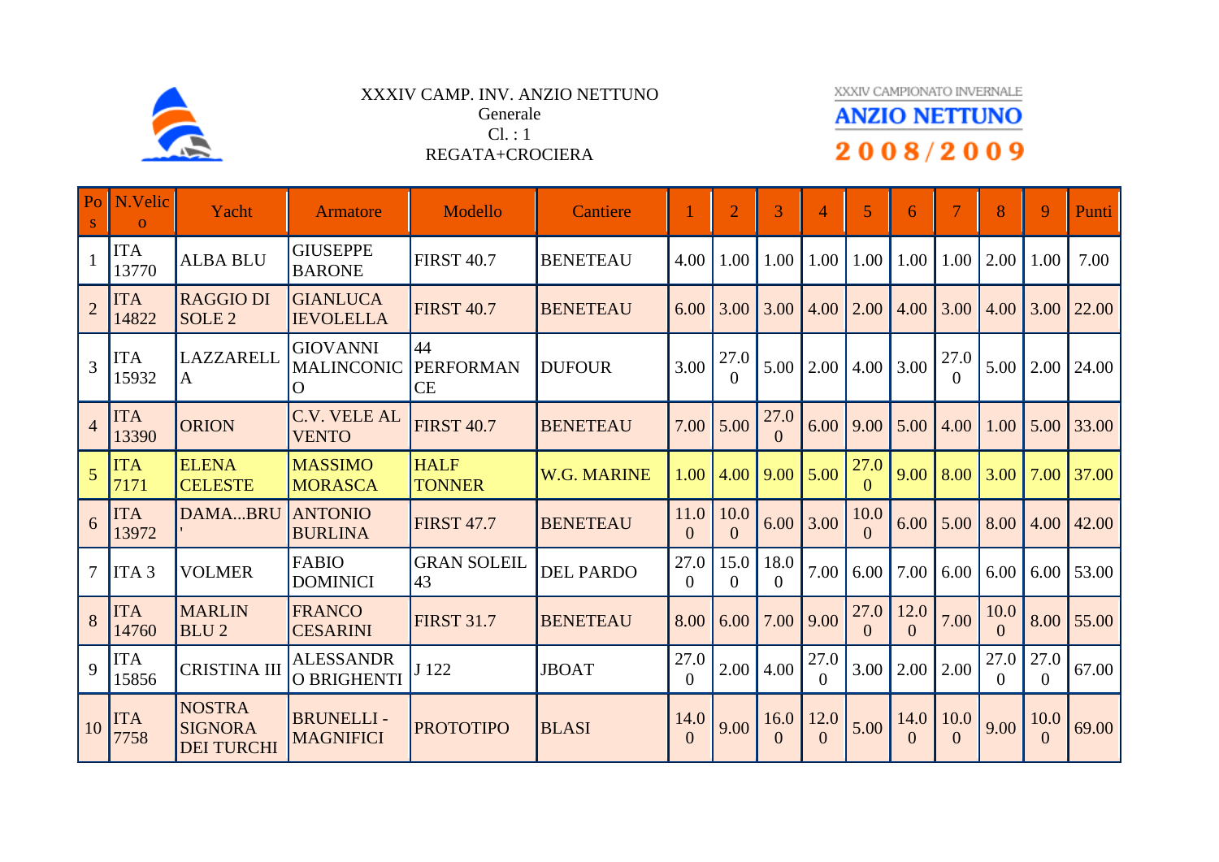XXXIV CAMP. INV. ANZIO NETTUNO
Generale
Cl. : 1
REGATA+CROCIERA

XXXIV CAMPIONATO INVERNALE
ANZIO NETTUNO
2008/2009

| Pos | N.Velico | Yacht | Armatore | Modello | Cantiere | 1 | 2 | 3 | 4 | 5 | 6 | 7 | 8 | 9 | Punti |
|---|---|---|---|---|---|---|---|---|---|---|---|---|---|---|---|
| 1 | ITA 13770 | ALBA BLU | GIUSEPPE BARONE | FIRST 40.7 | BENETEAU | 4.00 | 1.00 | 1.00 | 1.00 | 1.00 | 1.00 | 1.00 | 2.00 | 1.00 | 7.00 |
| 2 | ITA 14822 | RAGGIO DI SOLE 2 | GIANLUCA IEVOLELLA | FIRST 40.7 | BENETEAU | 6.00 | 3.00 | 3.00 | 4.00 | 2.00 | 4.00 | 3.00 | 4.00 | 3.00 | 22.00 |
| 3 | ITA 15932 | LAZZARELLA | GIOVANNI MALINCONICO | 44 PERFORMANCE | DUFOUR | 3.00 | 27.00 | 5.00 | 2.00 | 4.00 | 3.00 | 27.00 | 5.00 | 2.00 | 24.00 |
| 4 | ITA 13390 | ORION | C.V. VELE AL VENTO | FIRST 40.7 | BENETEAU | 7.00 | 5.00 | 27.00 | 6.00 | 9.00 | 5.00 | 4.00 | 1.00 | 5.00 | 33.00 |
| 5 | ITA 7171 | ELENA CELESTE | MASSIMO MORASCA | HALF TONNER | W.G. MARINE | 1.00 | 4.00 | 9.00 | 5.00 | 27.00 | 9.00 | 8.00 | 3.00 | 7.00 | 37.00 |
| 6 | ITA 13972 | DAMA...BRU' | ANTONIO BURLINA | FIRST 47.7 | BENETEAU | 11.00 | 10.00 | 6.00 | 3.00 | 10.00 | 6.00 | 5.00 | 8.00 | 4.00 | 42.00 |
| 7 | ITA 3 | VOLMER | FABIO DOMINICI | GRAN SOLEIL 43 | DEL PARDO | 27.00 | 15.00 | 18.00 | 7.00 | 6.00 | 7.00 | 6.00 | 6.00 | 6.00 | 53.00 |
| 8 | ITA 14760 | MARLIN BLU 2 | FRANCO CESARINI | FIRST 31.7 | BENETEAU | 8.00 | 6.00 | 7.00 | 9.00 | 27.00 | 12.00 | 7.00 | 10.00 | 8.00 | 55.00 |
| 9 | ITA 15856 | CRISTINA III | ALESSANDRO BRIGHENTI | J 122 | JBOAT | 27.00 | 2.00 | 4.00 | 27.00 | 3.00 | 2.00 | 2.00 | 27.00 | 27.00 | 67.00 |
| 10 | ITA 7758 | NOSTRA SIGNORA DEI TURCHI | BRUNELLI - MAGNIFICI | PROTOTIPO | BLASI | 14.00 | 9.00 | 16.00 | 12.00 | 5.00 | 14.00 | 10.00 | 9.00 | 10.00 | 69.00 |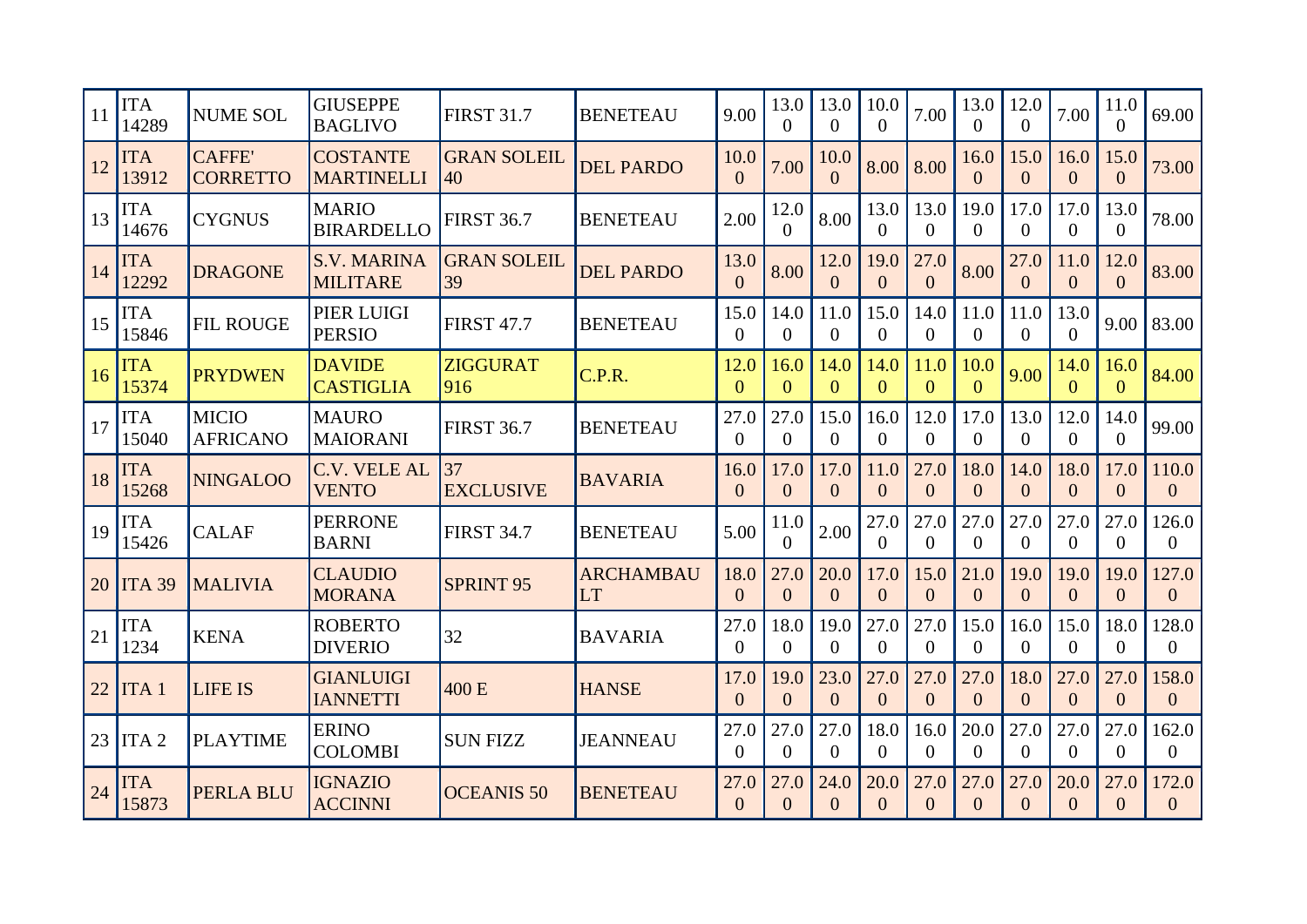| 11 | ITA 14289 | NUME SOL | GIUSEPPE BAGLIVO | FIRST 31.7 | BENETEAU | 9.00 | 13.00 | 13.00 | 10.00 | 7.00 | 13.00 | 12.00 | 7.00 | 11.00 | 69.00 |
|---|---|---|---|---|---|---|---|---|---|---|---|---|---|---|---|
| 12 | ITA 13912 | CAFFE' CORRETTO | COSTANTE MARTINELLI | GRAN SOLEIL 40 | DEL PARDO | 10.00 | 7.00 | 10.00 | 8.00 | 8.00 | 16.00 | 15.00 | 16.00 | 15.00 | 73.00 |
| 13 | ITA 14676 | CYGNUS | MARIO BIRARDELLO | FIRST 36.7 | BENETEAU | 2.00 | 12.00 | 8.00 | 13.00 | 13.00 | 19.00 | 17.00 | 17.00 | 13.00 | 78.00 |
| 14 | ITA 12292 | DRAGONE | S.V. MARINA MILITARE | GRAN SOLEIL 39 | DEL PARDO | 13.00 | 8.00 | 12.00 | 19.00 | 27.00 | 8.00 | 27.00 | 11.00 | 12.00 | 83.00 |
| 15 | ITA 15846 | FIL ROUGE | PIER LUIGI PERSIO | FIRST 47.7 | BENETEAU | 15.00 | 14.00 | 11.00 | 15.00 | 14.00 | 11.00 | 11.00 | 13.00 | 9.00 | 83.00 |
| 16 | ITA 15374 | PRYDWEN | DAVIDE CASTIGLIA | ZIGGURAT 916 | C.P.R. | 12.00 | 16.00 | 14.00 | 14.00 | 11.00 | 10.00 | 9.00 | 14.00 | 16.00 | 84.00 |
| 17 | ITA 15040 | MICIO AFRICANO | MAURO MAIORANI | FIRST 36.7 | BENETEAU | 27.00 | 27.00 | 15.00 | 16.00 | 12.00 | 17.00 | 13.00 | 12.00 | 14.00 | 99.00 |
| 18 | ITA 15268 | NINGALOO | C.V. VELE AL VENTO | 37 EXCLUSIVE | BAVARIA | 16.00 | 17.00 | 17.00 | 11.00 | 27.00 | 18.00 | 14.00 | 18.00 | 17.00 | 110.00 |
| 19 | ITA 15426 | CALAF | PERRONE BARNI | FIRST 34.7 | BENETEAU | 5.00 | 11.00 | 2.00 | 27.00 | 27.00 | 27.00 | 27.00 | 27.00 | 27.00 | 126.00 |
| 20 | ITA 39 | MALIVIA | CLAUDIO MORANA | SPRINT 95 | ARCHAMBAULT | 18.00 | 27.00 | 20.00 | 17.00 | 15.00 | 21.00 | 19.00 | 19.00 | 19.00 | 127.00 |
| 21 | ITA 1234 | KENA | ROBERTO DIVERIO | 32 | BAVARIA | 27.00 | 18.00 | 19.00 | 27.00 | 27.00 | 15.00 | 16.00 | 15.00 | 18.00 | 128.00 |
| 22 | ITA 1 | LIFE IS | GIANLUIGI IANNETTI | 400 E | HANSE | 17.00 | 19.00 | 23.00 | 27.00 | 27.00 | 27.00 | 18.00 | 27.00 | 27.00 | 158.00 |
| 23 | ITA 2 | PLAYTIME | ERINO COLOMBI | SUN FIZZ | JEANNEAU | 27.00 | 27.00 | 27.00 | 18.00 | 16.00 | 20.00 | 27.00 | 27.00 | 27.00 | 162.00 |
| 24 | ITA 15873 | PERLA BLU | IGNAZIO ACCINNI | OCEANIS 50 | BENETEAU | 27.00 | 27.00 | 24.00 | 20.00 | 27.00 | 27.00 | 27.00 | 20.00 | 27.00 | 172.00 |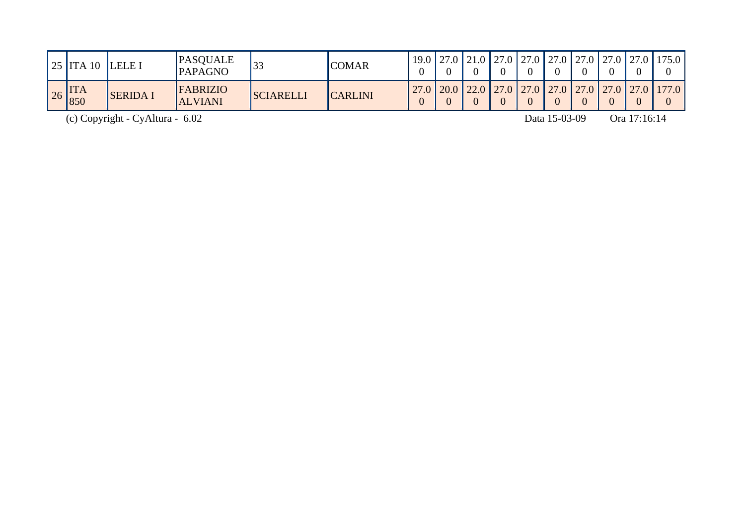| | | | | | | | | | | | | | | | |
|---|---|---|---|---|---|---|---|---|---|---|---|---|---|---|---|
| 25 | ITA 10 | LELE I | PASQUALE PAPAGNO | 33 | COMAR | 19.00 | 27.00 | 21.00 | 27.00 | 27.00 | 27.00 | 27.00 | 27.00 | 27.00 | 175.00 |
| 26 | ITA 850 | SERIDA I | FABRIZIO ALVIANI | SCIARELLI | CARLINI | 27.00 | 20.00 | 22.00 | 27.00 | 27.00 | 27.00 | 27.00 | 27.00 | 27.00 | 177.00 |

(c) Copyright - CyAltura - 6.02 Data 15-03-09 Ora 17:16:14